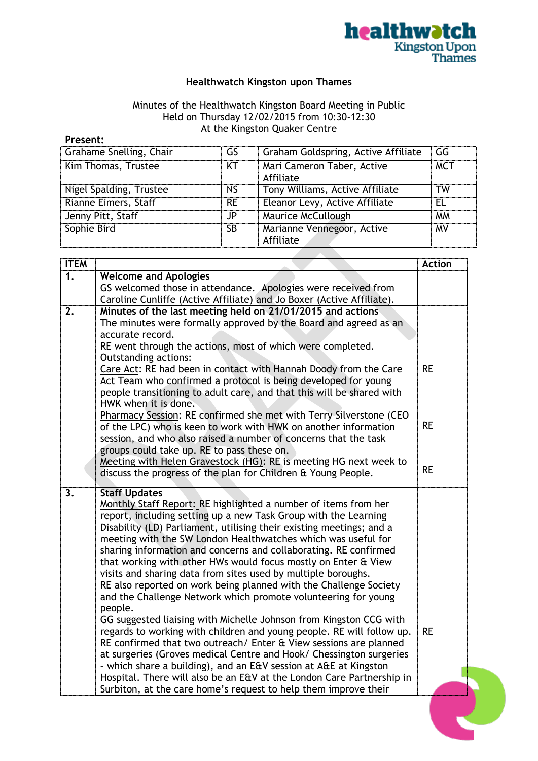# Healthwatch Kingston upon Thames

Minutes of the Healthwatch Kingston Board Meeting in Public
Held on Thursday 12/02/2015 from 10:30-12:30
At the Kingston Quaker Centre

**Present:**

| | | | |
|---|---|---|---|
| Grahame Snelling, Chair | GS | Graham Goldspring, Active Affiliate | GG |
| Kim Thomas, Trustee | KT | Mari Cameron Taber, Active Affiliate | MCT |
| Nigel Spalding, Trustee | NS | Tony Williams, Active Affiliate | TW |
| Rianne Eimers, Staff | RE | Eleanor Levy, Active Affiliate | EL |
| Jenny Pitt, Staff | JP | Maurice McCullough | MM |
| Sophie Bird | SB | Marianne Vennegoor, Active Affiliate | MV |

| ITEM | | Action |
|---|---|---|
| 1. | **Welcome and Apologies**<br>GS welcomed those in attendance. Apologies were received from Caroline Cunliffe (Active Affiliate) and Jo Boxer (Active Affiliate). | |
| 2. | **Minutes of the last meeting held on 21/01/2015 and actions**<br>The minutes were formally approved by the Board and agreed as an accurate record.<br>RE went through the actions, most of which were completed.<br>Outstanding actions:<br>Care Act: RE had been in contact with Hannah Doody from the Care Act Team who confirmed a protocol is being developed for young people transitioning to adult care, and that this will be shared with HWK when it is done.<br>Pharmacy Session: RE confirmed she met with Terry Silverstone (CEO of the LPC) who is keen to work with HWK on another information session, and who also raised a number of concerns that the task groups could take up. RE to pass these on.<br>Meeting with Helen Gravestock (HG): RE is meeting HG next week to discuss the progress of the plan for Children & Young People. | RE<br><br>RE<br><br>RE |
| 3. | **Staff Updates**<br>Monthly Staff Report: RE highlighted a number of items from her report, including setting up a new Task Group with the Learning Disability (LD) Parliament, utilising their existing meetings; and a meeting with the SW London Healthwatches which was useful for sharing information and concerns and collaborating. RE confirmed that working with other HWs would focus mostly on Enter & View visits and sharing data from sites used by multiple boroughs.<br>RE also reported on work being planned with the Challenge Society and the Challenge Network which promote volunteering for young people.<br>GG suggested liaising with Michelle Johnson from Kingston CCG with regards to working with children and young people. RE will follow up.<br>RE confirmed that two outreach/ Enter & View sessions are planned at surgeries (Groves medical Centre and Hook/ Chessington surgeries - which share a building), and an E&V session at A&E at Kingston Hospital. There will also be an E&V at the London Care Partnership in Surbiton, at the care home's request to help them improve their | <br><br><br><br><br><br><br><br><br><br>RE |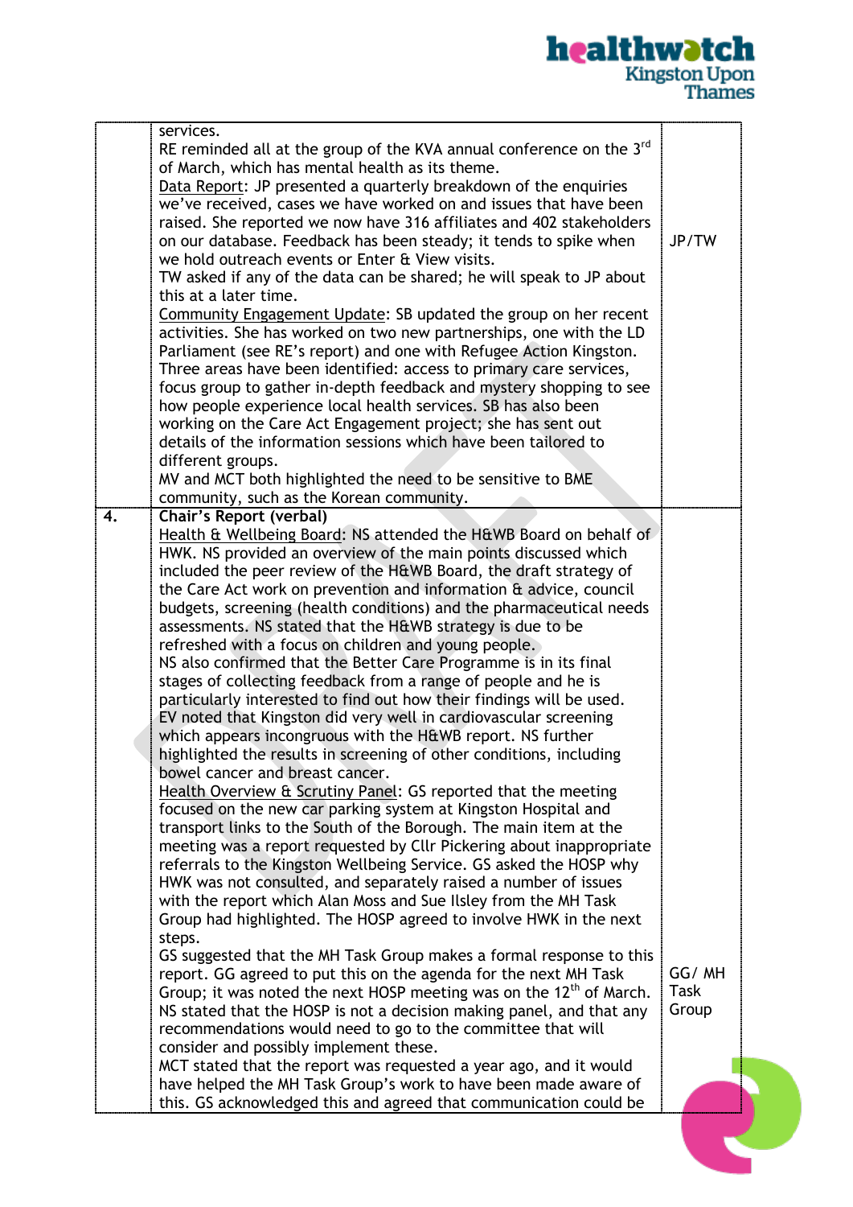| | | |
|---|---|---|
| | services.<br>RE reminded all at the group of the KVA annual conference on the 3rd of March, which has mental health as its theme.<br>Data Report: JP presented a quarterly breakdown of the enquiries we've received, cases we have worked on and issues that have been raised. She reported we now have 316 affiliates and 402 stakeholders on our database. Feedback has been steady; it tends to spike when we hold outreach events or Enter & View visits.<br>TW asked if any of the data can be shared; he will speak to JP about this at a later time.<br>Community Engagement Update: SB updated the group on her recent activities. She has worked on two new partnerships, one with the LD Parliament (see RE's report) and one with Refugee Action Kingston. Three areas have been identified: access to primary care services, focus group to gather in-depth feedback and mystery shopping to see how people experience local health services. SB has also been working on the Care Act Engagement project; she has sent out details of the information sessions which have been tailored to different groups.<br>MV and MCT both highlighted the need to be sensitive to BME community, such as the Korean community. | JP/TW |
| **4.** | **Chair's Report (verbal)**<br>Health & Wellbeing Board: NS attended the H&WB Board on behalf of HWK. NS provided an overview of the main points discussed which included the peer review of the H&WB Board, the draft strategy of the Care Act work on prevention and information & advice, council budgets, screening (health conditions) and the pharmaceutical needs assessments. NS stated that the H&WB strategy is due to be refreshed with a focus on children and young people.<br>NS also confirmed that the Better Care Programme is in its final stages of collecting feedback from a range of people and he is particularly interested to find out how their findings will be used.<br>EV noted that Kingston did very well in cardiovascular screening which appears incongruous with the H&WB report. NS further highlighted the results in screening of other conditions, including bowel cancer and breast cancer.<br>Health Overview & Scrutiny Panel: GS reported that the meeting focused on the new car parking system at Kingston Hospital and transport links to the South of the Borough. The main item at the meeting was a report requested by Cllr Pickering about inappropriate referrals to the Kingston Wellbeing Service. GS asked the HOSP why HWK was not consulted, and separately raised a number of issues with the report which Alan Moss and Sue Ilsley from the MH Task Group had highlighted. The HOSP agreed to involve HWK in the next steps.<br>GS suggested that the MH Task Group makes a formal response to this report. GG agreed to put this on the agenda for the next MH Task Group; it was noted the next HOSP meeting was on the 12th of March.<br>NS stated that the HOSP is not a decision making panel, and that any recommendations would need to go to the committee that will consider and possibly implement these.<br>MCT stated that the report was requested a year ago, and it would have helped the MH Task Group's work to have been made aware of this. GS acknowledged this and agreed that communication could be | GG/ MH Task Group |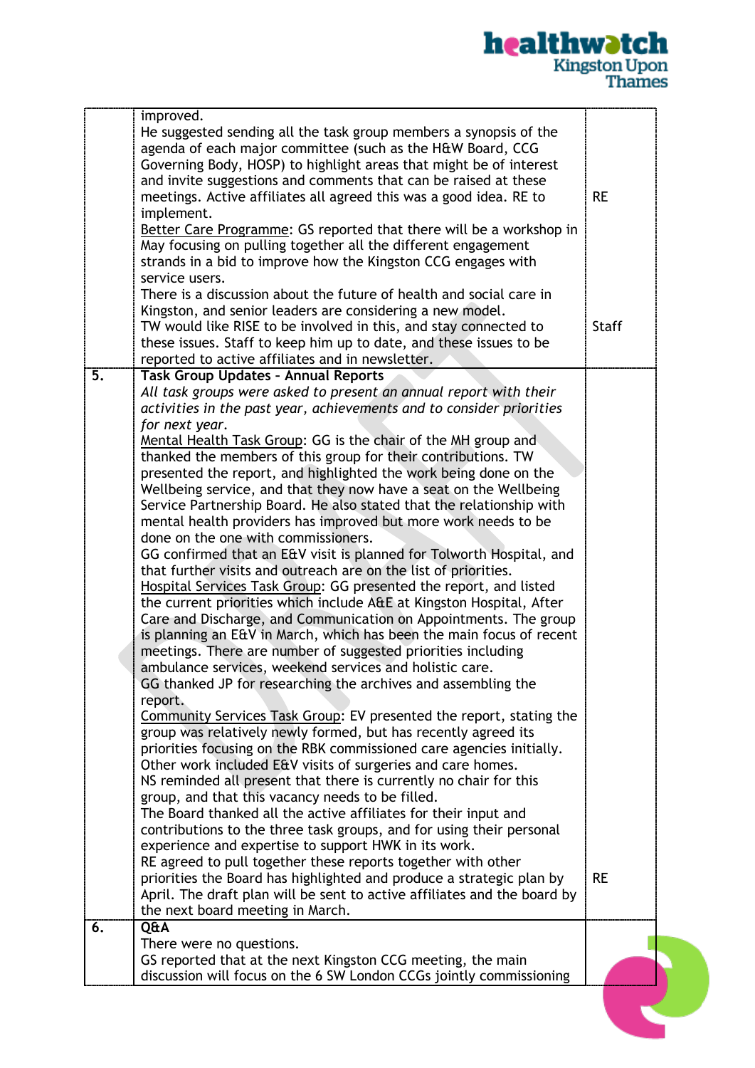| | | |
|---|---|---|
| | improved.<br>He suggested sending all the task group members a synopsis of the agenda of each major committee (such as the H&W Board, CCG Governing Body, HOSP) to highlight areas that might be of interest and invite suggestions and comments that can be raised at these meetings. Active affiliates all agreed this was a good idea. RE to implement.<br><u>Better Care Programme</u>: GS reported that there will be a workshop in May focusing on pulling together all the different engagement strands in a bid to improve how the Kingston CCG engages with service users.<br>There is a discussion about the future of health and social care in Kingston, and senior leaders are considering a new model.<br>TW would like RISE to be involved in this, and stay connected to these issues. Staff to keep him up to date, and these issues to be reported to active affiliates and in newsletter. | RE<br><br><br><br><br><br>Staff |
| **5.** | **Task Group Updates - Annual Reports**<br>*All task groups were asked to present an annual report with their activities in the past year, achievements and to consider priorities for next year.*<br><u>Mental Health Task Group</u>: GG is the chair of the MH group and thanked the members of this group for their contributions. TW presented the report, and highlighted the work being done on the Wellbeing service, and that they now have a seat on the Wellbeing Service Partnership Board. He also stated that the relationship with mental health providers has improved but more work needs to be done on the one with commissioners.<br>GG confirmed that an E&V visit is planned for Tolworth Hospital, and that further visits and outreach are on the list of priorities.<br><u>Hospital Services Task Group</u>: GG presented the report, and listed the current priorities which include A&E at Kingston Hospital, After Care and Discharge, and Communication on Appointments. The group is planning an E&V in March, which has been the main focus of recent meetings. There are number of suggested priorities including ambulance services, weekend services and holistic care.<br>GG thanked JP for researching the archives and assembling the report.<br><u>Community Services Task Group</u>: EV presented the report, stating the group was relatively newly formed, but has recently agreed its priorities focusing on the RBK commissioned care agencies initially. Other work included E&V visits of surgeries and care homes.<br>NS reminded all present that there is currently no chair for this group, and that this vacancy needs to be filled.<br>The Board thanked all the active affiliates for their input and contributions to the three task groups, and for using their personal experience and expertise to support HWK in its work.<br>RE agreed to pull together these reports together with other priorities the Board has highlighted and produce a strategic plan by April. The draft plan will be sent to active affiliates and the board by the next board meeting in March. | <br><br><br><br><br><br><br><br><br><br><br><br><br><br><br><br><br><br><br><br><br><br><br><br><br><br><br><br><br>RE |
| **6.** | **Q&A**<br>There were no questions.<br>GS reported that at the next Kingston CCG meeting, the main discussion will focus on the 6 SW London CCGs jointly commissioning | |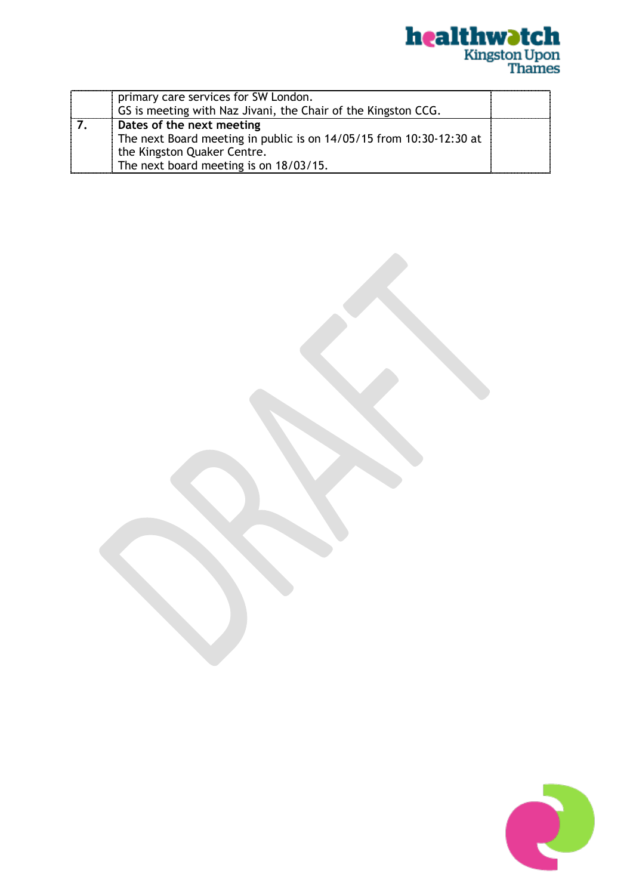| | | |
|---|---|---|
| | primary care services for SW London.<br>GS is meeting with Naz Jivani, the Chair of the Kingston CCG. | |
| 7. | **Dates of the next meeting**<br>The next Board meeting in public is on 14/05/15 from 10:30-12:30 at the Kingston Quaker Centre.<br>The next board meeting is on 18/03/15. | |